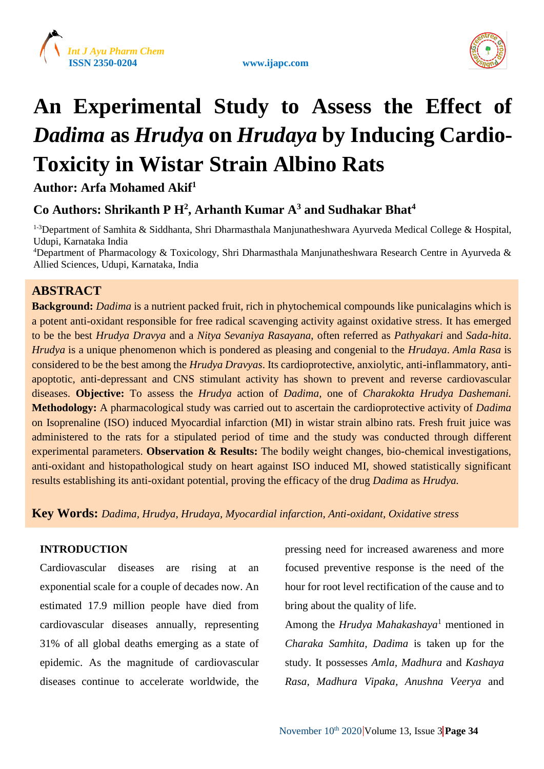# An Experimental Study to Assess the Effect of *Dadima* as *Hrudya* on *Hrudaya* by Inducing Cardio-Toxicity in Wistar Strain Albino Rats

**Author: Arfa Mohamed Akif[1]**

**Co Authors: Shrikanth P H[2], Arhanth Kumar A[3] and Sudhakar Bhat[4]**

[1-3]Department of Samhita & Siddhanta, Shri Dharmasthala Manjunatheshwara Ayurveda Medical College & Hospital, Udupi, Karnataka India

[4]Department of Pharmacology & Toxicology, Shri Dharmasthala Manjunatheshwara Research Centre in Ayurveda & Allied Sciences, Udupi, Karnataka, India

## ABSTRACT

**Background:** *Dadima* is a nutrient packed fruit, rich in phytochemical compounds like punicalagins which is a potent anti-oxidant responsible for free radical scavenging activity against oxidative stress. It has emerged to be the best *Hrudya Dravya* and a *Nitya Sevaniya Rasayana*, often referred as *Pathyakari* and *Sada-hita*. *Hrudya* is a unique phenomenon which is pondered as pleasing and congenial to the *Hrudaya*. *Amla Rasa* is considered to be the best among the *Hrudya Dravyas*. Its cardioprotective, anxiolytic, anti-inflammatory, anti-apoptotic, anti-depressant and CNS stimulant activity has shown to prevent and reverse cardiovascular diseases. **Objective:** To assess the *Hrudya* action of *Dadima,* one of *Charakokta Hrudya Dashemani.* **Methodology:** A pharmacological study was carried out to ascertain the cardioprotective activity of *Dadima* on Isoprenaline (ISO) induced Myocardial infarction (MI) in wistar strain albino rats. Fresh fruit juice was administered to the rats for a stipulated period of time and the study was conducted through different experimental parameters. **Observation & Results:** The bodily weight changes, bio-chemical investigations, anti-oxidant and histopathological study on heart against ISO induced MI, showed statistically significant results establishing its anti-oxidant potential, proving the efficacy of the drug *Dadima* as *Hrudya.*

**Key Words:** *Dadima, Hrudya, Hrudaya, Myocardial infarction, Anti-oxidant, Oxidative stress*

## INTRODUCTION

Cardiovascular diseases are rising at an exponential scale for a couple of decades now. An estimated 17.9 million people have died from cardiovascular diseases annually, representing 31% of all global deaths emerging as a state of epidemic. As the magnitude of cardiovascular diseases continue to accelerate worldwide, the pressing need for increased awareness and more focused preventive response is the need of the hour for root level rectification of the cause and to bring about the quality of life.

Among the *Hrudya Mahakashaya*[1] mentioned in *Charaka Samhita*, *Dadima* is taken up for the study. It possesses *Amla*, *Madhura* and *Kashaya Rasa*, *Madhura Vipaka*, *Anushna Veerya* and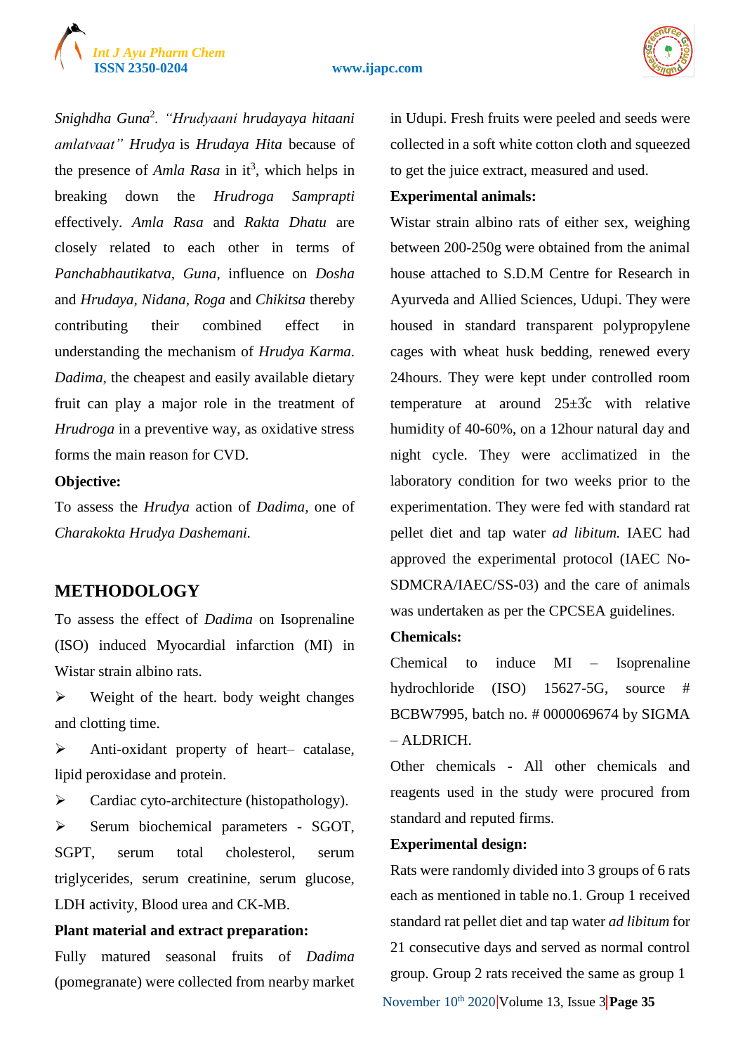*Snighdha Guna*[2]. *"Hrudyaani hrudayaya hitaani amlatvaat" Hrudya* is *Hrudaya Hita* because of the presence of *Amla Rasa* in it[3], which helps in breaking down the *Hrudroga Samprapti* effectively. *Amla Rasa* and *Rakta Dhatu* are closely related to each other in terms of *Panchabhautikatva, Guna*, influence on *Dosha* and *Hrudaya, Nidana, Roga* and *Chikitsa* thereby contributing their combined effect in understanding the mechanism of *Hrudya Karma*. *Dadima*, the cheapest and easily available dietary fruit can play a major role in the treatment of *Hrudroga* in a preventive way, as oxidative stress forms the main reason for CVD.

**Objective:**

To assess the *Hrudya* action of *Dadima*, one of *Charakokta Hrudya Dashemani.*

## METHODOLOGY

To assess the effect of *Dadima* on Isoprenaline (ISO) induced Myocardial infarction (MI) in Wistar strain albino rats.

- Weight of the heart. body weight changes and clotting time.
- Anti-oxidant property of heart– catalase, lipid peroxidase and protein.
- Cardiac cyto-architecture (histopathology).
- Serum biochemical parameters - SGOT, SGPT, serum total cholesterol, serum triglycerides, serum creatinine, serum glucose, LDH activity, Blood urea and CK-MB.

**Plant material and extract preparation:**

Fully matured seasonal fruits of *Dadima* (pomegranate) were collected from nearby market in Udupi. Fresh fruits were peeled and seeds were collected in a soft white cotton cloth and squeezed to get the juice extract, measured and used.

**Experimental animals:**

Wistar strain albino rats of either sex, weighing between 200-250g were obtained from the animal house attached to S.D.M Centre for Research in Ayurveda and Allied Sciences, Udupi. They were housed in standard transparent polypropylene cages with wheat husk bedding, renewed every 24hours. They were kept under controlled room temperature at around 25±3°c with relative humidity of 40-60%, on a 12hour natural day and night cycle. They were acclimatized in the laboratory condition for two weeks prior to the experimentation. They were fed with standard rat pellet diet and tap water *ad libitum.* IAEC had approved the experimental protocol (IAEC No-SDMCRA/IAEC/SS-03) and the care of animals was undertaken as per the CPCSEA guidelines.

**Chemicals:**

Chemical to induce MI – Isoprenaline hydrochloride (ISO) 15627-5G, source # BCBW7995, batch no. # 0000069674 by SIGMA – ALDRICH.

Other chemicals - All other chemicals and reagents used in the study were procured from standard and reputed firms.

**Experimental design:**

Rats were randomly divided into 3 groups of 6 rats each as mentioned in table no.1. Group 1 received standard rat pellet diet and tap water *ad libitum* for 21 consecutive days and served as normal control group. Group 2 rats received the same as group 1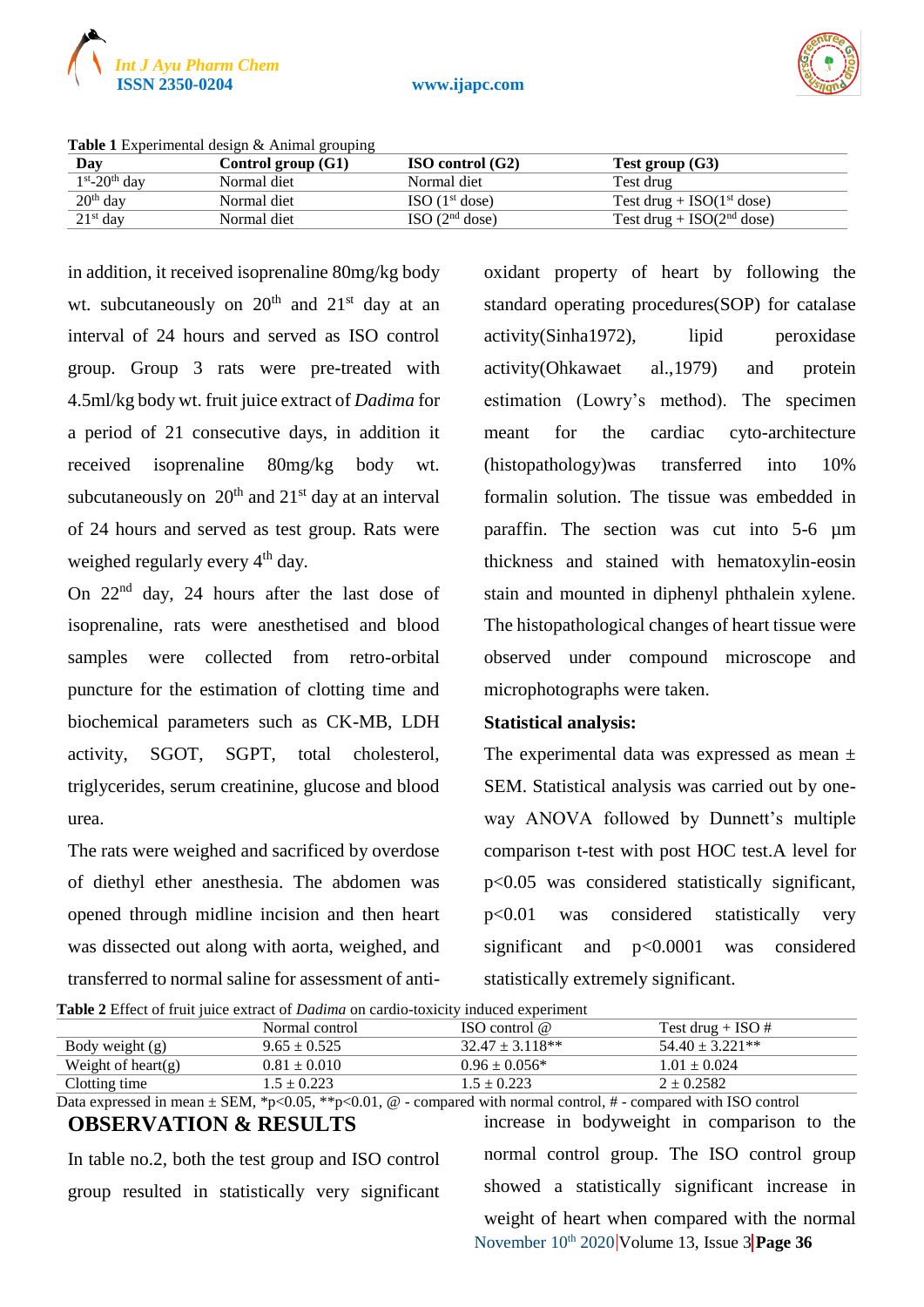**Table 1** Experimental design & Animal grouping

| Day | Control group (G1) | ISO control (G2) | Test group (G3) |
|---|---|---|---|
| 1st-20th day | Normal diet | Normal diet | Test drug |
| 20th day | Normal diet | ISO (1st dose) | Test drug + ISO(1st dose) |
| 21st day | Normal diet | ISO (2nd dose) | Test drug + ISO(2nd dose) |

in addition, it received isoprenaline 80mg/kg body wt. subcutaneously on 20th and 21st day at an interval of 24 hours and served as ISO control group. Group 3 rats were pre-treated with 4.5ml/kg body wt. fruit juice extract of *Dadima* for a period of 21 consecutive days, in addition it received isoprenaline 80mg/kg body wt. subcutaneously on 20th and 21st day at an interval of 24 hours and served as test group. Rats were weighed regularly every 4th day.

On 22nd day, 24 hours after the last dose of isoprenaline, rats were anesthetised and blood samples were collected from retro-orbital puncture for the estimation of clotting time and biochemical parameters such as CK-MB, LDH activity, SGOT, SGPT, total cholesterol, triglycerides, serum creatinine, glucose and blood urea.

The rats were weighed and sacrificed by overdose of diethyl ether anesthesia. The abdomen was opened through midline incision and then heart was dissected out along with aorta, weighed, and transferred to normal saline for assessment of anti-oxidant property of heart by following the standard operating procedures(SOP) for catalase activity(Sinha1972), lipid peroxidase activity(Ohkawaet al.,1979) and protein estimation (Lowry's method). The specimen meant for the cardiac cyto-architecture (histopathology)was transferred into 10% formalin solution. The tissue was embedded in paraffin. The section was cut into 5-6 µm thickness and stained with hematoxylin-eosin stain and mounted in diphenyl phthalein xylene. The histopathological changes of heart tissue were observed under compound microscope and microphotographs were taken.

**Statistical analysis:**

The experimental data was expressed as mean ± SEM. Statistical analysis was carried out by one-way ANOVA followed by Dunnett's multiple comparison t-test with post HOC test.A level for $p<0.05$ was considered statistically significant, $p<0.01$ was considered statistically very significant and $p<0.0001$ was considered statistically extremely significant.

**Table 2** Effect of fruit juice extract of *Dadima* on cardio-toxicity induced experiment

| | Normal control | ISO control @ | Test drug + ISO # |
|---|---|---|---|
| Body weight (g) | 9.65 ± 0.525 | 32.47 ± 3.118** | 54.40 ± 3.221** |
| Weight of heart(g) | 0.81 ± 0.010 | 0.96 ± 0.056* | 1.01 ± 0.024 |
| Clotting time | 1.5 ± 0.223 | 1.5 ± 0.223 | 2 ± 0.2582 |

Data expressed in mean ± SEM, *$p<0.05$, **$p<0.01$, @ - compared with normal control, # - compared with ISO control

## OBSERVATION & RESULTS

In table no.2, both the test group and ISO control group resulted in statistically very significant increase in bodyweight in comparison to the normal control group. The ISO control group showed a statistically significant increase in weight of heart when compared with the normal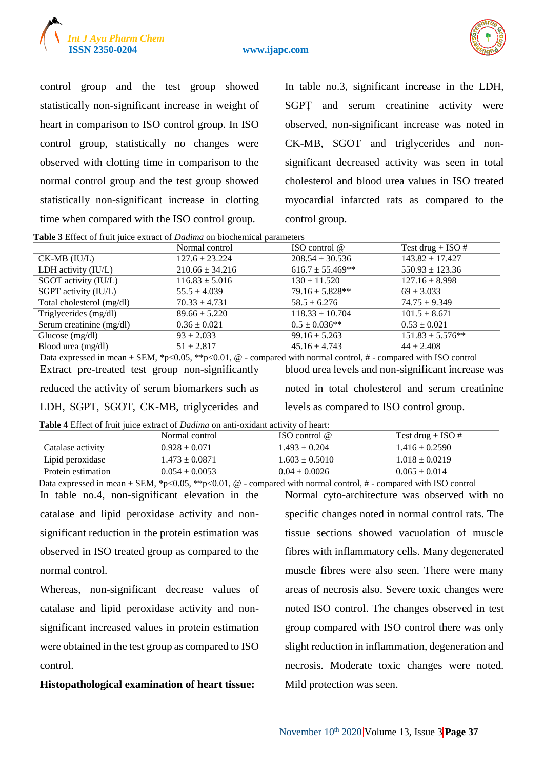control group and the test group showed statistically non-significant increase in weight of heart in comparison to ISO control group. In ISO control group, statistically no changes were observed with clotting time in comparison to the normal control group and the test group showed statistically non-significant increase in clotting time when compared with the ISO control group.

In table no.3, significant increase in the LDH, SGPṬ and serum creatinine activity were observed, non-significant increase was noted in CK-MB, SGOT and triglycerides and non-significant decreased activity was seen in total cholesterol and blood urea values in ISO treated myocardial infarcted rats as compared to the control group.

**Table 3** Effect of fruit juice extract of *Dadima* on biochemical parameters

| | Normal control | ISO control @ | Test drug + ISO # |
|---|---|---|---|
| CK-MB (IU/L) | 127.6 ± 23.224 | 208.54 ± 30.536 | 143.82 ± 17.427 |
| LDH activity (IU/L) | 210.66 ± 34.216 | 616.7 ± 55.469** | 550.93 ± 123.36 |
| SGOT activity (IU/L) | 116.83 ± 5.016 | 130 ± 11.520 | 127.16 ± 8.998 |
| SGPT activity (IU/L) | 55.5 ± 4.039 | 79.16 ± 5.828** | 69 ± 3.033 |
| Total cholesterol (mg/dl) | 70.33 ± 4.731 | 58.5 ± 6.276 | 74.75 ± 9.349 |
| Triglycerides (mg/dl) | 89.66 ± 5.220 | 118.33 ± 10.704 | 101.5 ± 8.671 |
| Serum creatinine (mg/dl) | 0.36 ± 0.021 | 0.5 ± 0.036** | 0.53 ± 0.021 |
| Glucose (mg/dl) | 93 ± 2.033 | 99.16 ± 5.263 | 151.83 ± 5.576** |
| Blood urea (mg/dl) | 51 ± 2.817 | 45.16 ± 4.743 | 44 ± 2.408 |

Data expressed in mean ± SEM, *p<0.05, **p<0.01, @ - compared with normal control, # - compared with ISO control

Extract pre-treated test group non-significantly reduced the activity of serum biomarkers such as LDH, SGPT, SGOT, CK-MB, triglycerides and blood urea levels and non-significant increase was noted in total cholesterol and serum creatinine levels as compared to ISO control group.

**Table 4** Effect of fruit juice extract of *Dadima* on anti-oxidant activity of heart:

| | Normal control | ISO control @ | Test drug + ISO # |
|---|---|---|---|
| Catalase activity | 0.928 ± 0.071 | 1.493 ± 0.204 | 1.416 ± 0.2590 |
| Lipid peroxidase | 1.473 ± 0.0871 | 1.603 ± 0.5010 | 1.018 ± 0.0219 |
| Protein estimation | 0.054 ± 0.0053 | 0.04 ± 0.0026 | 0.065 ± 0.014 |

Data expressed in mean ± SEM, *p<0.05, **p<0.01, @ - compared with normal control, # - compared with ISO control

In table no.4, non-significant elevation in the catalase and lipid peroxidase activity and non-significant reduction in the protein estimation was observed in ISO treated group as compared to the normal control.

Whereas, non-significant decrease values of catalase and lipid peroxidase activity and non-significant increased values in protein estimation were obtained in the test group as compared to ISO control.

**Histopathological examination of heart tissue:**

Normal cyto-architecture was observed with no specific changes noted in normal control rats. The tissue sections showed vacuolation of muscle fibres with inflammatory cells. Many degenerated muscle fibres were also seen. There were many areas of necrosis also. Severe toxic changes were noted ISO control. The changes observed in test group compared with ISO control there was only slight reduction in inflammation, degeneration and necrosis. Moderate toxic changes were noted. Mild protection was seen.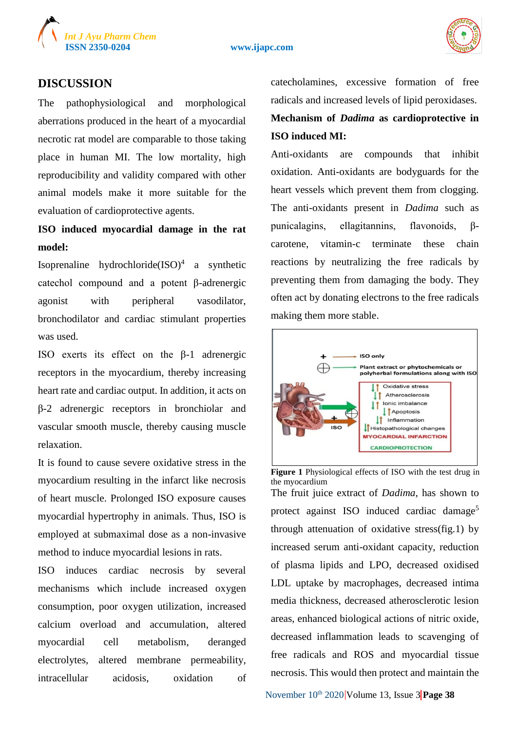## DISCUSSION

The pathophysiological and morphological aberrations produced in the heart of a myocardial necrotic rat model are comparable to those taking place in human MI. The low mortality, high reproducibility and validity compared with other animal models make it more suitable for the evaluation of cardioprotective agents.

**ISO induced myocardial damage in the rat model:**

Isoprenaline hydrochloride(ISO)[4] a synthetic catechol compound and a potent β-adrenergic agonist with peripheral vasodilator, bronchodilator and cardiac stimulant properties was used.

ISO exerts its effect on the β-1 adrenergic receptors in the myocardium, thereby increasing heart rate and cardiac output. In addition, it acts on β-2 adrenergic receptors in bronchiolar and vascular smooth muscle, thereby causing muscle relaxation.

It is found to cause severe oxidative stress in the myocardium resulting in the infarct like necrosis of heart muscle. Prolonged ISO exposure causes myocardial hypertrophy in animals. Thus, ISO is employed at submaximal dose as a non-invasive method to induce myocardial lesions in rats.

ISO induces cardiac necrosis by several mechanisms which include increased oxygen consumption, poor oxygen utilization, increased calcium overload and accumulation, altered myocardial cell metabolism, deranged electrolytes, altered membrane permeability, intracellular acidosis, oxidation of catecholamines, excessive formation of free radicals and increased levels of lipid peroxidases.

**Mechanism of *Dadima* as cardioprotective in ISO induced MI:**

Anti-oxidants are compounds that inhibit oxidation. Anti-oxidants are bodyguards for the heart vessels which prevent them from clogging. The anti-oxidants present in *Dadima* such as punicalagins, ellagitannins, flavonoids, β-carotene, vitamin-c terminate these chain reactions by neutralizing the free radicals by preventing them from damaging the body. They often act by donating electrons to the free radicals making them more stable.

**Figure 1** Physiological effects of ISO with the test drug in the myocardium

The fruit juice extract of *Dadima*, has shown to protect against ISO induced cardiac damage[5] through attenuation of oxidative stress(fig.1) by increased serum anti-oxidant capacity, reduction of plasma lipids and LPO, decreased oxidised LDL uptake by macrophages, decreased intima media thickness, decreased atherosclerotic lesion areas, enhanced biological actions of nitric oxide, decreased inflammation leads to scavenging of free radicals and ROS and myocardial tissue necrosis. This would then protect and maintain the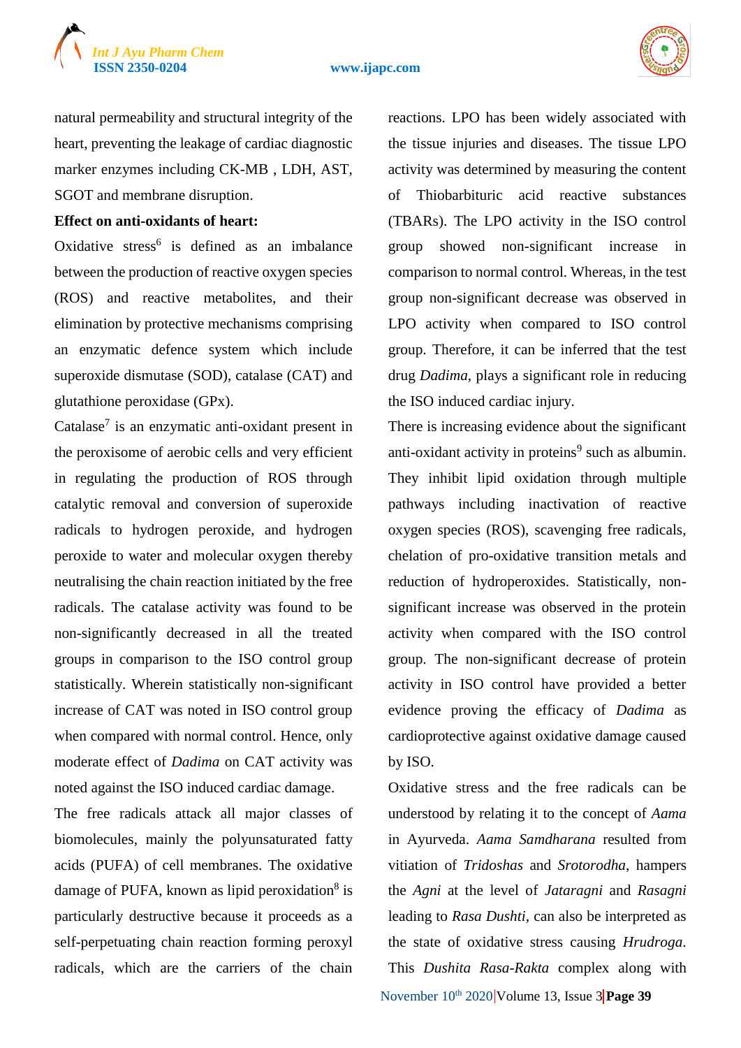natural permeability and structural integrity of the heart, preventing the leakage of cardiac diagnostic marker enzymes including CK-MB , LDH, AST, SGOT and membrane disruption.

**Effect on anti-oxidants of heart:**

Oxidative stress[6] is defined as an imbalance between the production of reactive oxygen species (ROS) and reactive metabolites, and their elimination by protective mechanisms comprising an enzymatic defence system which include superoxide dismutase (SOD), catalase (CAT) and glutathione peroxidase (GPx).

Catalase[7] is an enzymatic anti-oxidant present in the peroxisome of aerobic cells and very efficient in regulating the production of ROS through catalytic removal and conversion of superoxide radicals to hydrogen peroxide, and hydrogen peroxide to water and molecular oxygen thereby neutralising the chain reaction initiated by the free radicals. The catalase activity was found to be non-significantly decreased in all the treated groups in comparison to the ISO control group statistically. Wherein statistically non-significant increase of CAT was noted in ISO control group when compared with normal control. Hence, only moderate effect of *Dadima* on CAT activity was noted against the ISO induced cardiac damage.

The free radicals attack all major classes of biomolecules, mainly the polyunsaturated fatty acids (PUFA) of cell membranes. The oxidative damage of PUFA, known as lipid peroxidation[8] is particularly destructive because it proceeds as a self-perpetuating chain reaction forming peroxyl radicals, which are the carriers of the chain reactions. LPO has been widely associated with the tissue injuries and diseases. The tissue LPO activity was determined by measuring the content of Thiobarbituric acid reactive substances (TBARs). The LPO activity in the ISO control group showed non-significant increase in comparison to normal control. Whereas, in the test group non-significant decrease was observed in LPO activity when compared to ISO control group. Therefore, it can be inferred that the test drug *Dadima*, plays a significant role in reducing the ISO induced cardiac injury.

There is increasing evidence about the significant anti-oxidant activity in proteins[9] such as albumin. They inhibit lipid oxidation through multiple pathways including inactivation of reactive oxygen species (ROS), scavenging free radicals, chelation of pro-oxidative transition metals and reduction of hydroperoxides. Statistically, non-significant increase was observed in the protein activity when compared with the ISO control group. The non-significant decrease of protein activity in ISO control have provided a better evidence proving the efficacy of *Dadima* as cardioprotective against oxidative damage caused by ISO.

Oxidative stress and the free radicals can be understood by relating it to the concept of *Aama* in Ayurveda. *Aama Samdharana* resulted from vitiation of *Tridoshas* and *Srotorodha*, hampers the *Agni* at the level of *Jataragni* and *Rasagni* leading to *Rasa Dushti*, can also be interpreted as the state of oxidative stress causing *Hrudroga*. This *Dushita Rasa-Rakta* complex along with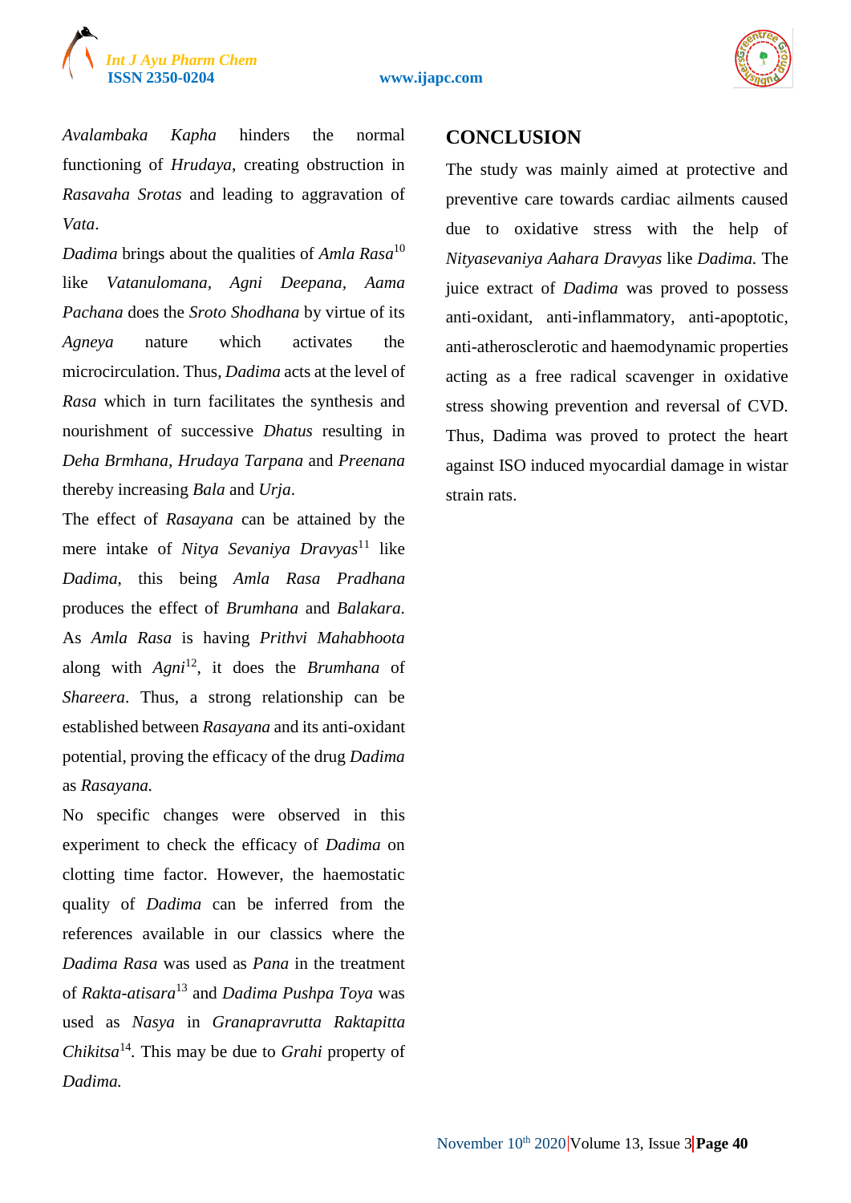*Avalambaka Kapha* hinders the normal functioning of *Hrudaya*, creating obstruction in *Rasavaha Srotas* and leading to aggravation of *Vata*.

*Dadima* brings about the qualities of *Amla Rasa*[10] like *Vatanulomana, Agni Deepana, Aama Pachana* does the *Sroto Shodhana* by virtue of its *Agneya* nature which activates the microcirculation. Thus, *Dadima* acts at the level of *Rasa* which in turn facilitates the synthesis and nourishment of successive *Dhatus* resulting in *Deha Brmhana*, *Hrudaya Tarpana* and *Preenana* thereby increasing *Bala* and *Urja*.

The effect of *Rasayana* can be attained by the mere intake of *Nitya Sevaniya Dravyas*[11] like *Dadima*, this being *Amla Rasa Pradhana* produces the effect of *Brumhana* and *Balakara*. As *Amla Rasa* is having *Prithvi Mahabhoota* along with *Agni*[12], it does the *Brumhana* of *Shareera*. Thus, a strong relationship can be established between *Rasayana* and its anti-oxidant potential, proving the efficacy of the drug *Dadima* as *Rasayana.*

No specific changes were observed in this experiment to check the efficacy of *Dadima* on clotting time factor. However, the haemostatic quality of *Dadima* can be inferred from the references available in our classics where the *Dadima Rasa* was used as *Pana* in the treatment of *Rakta-atisara*[13] and *Dadima Pushpa Toya* was used as *Nasya* in *Granapravrutta Raktapitta Chikitsa*[14]. This may be due to *Grahi* property of *Dadima.*

## CONCLUSION

The study was mainly aimed at protective and preventive care towards cardiac ailments caused due to oxidative stress with the help of *Nityasevaniya Aahara Dravyas* like *Dadima.* The juice extract of *Dadima* was proved to possess anti-oxidant, anti-inflammatory, anti-apoptotic, anti-atherosclerotic and haemodynamic properties acting as a free radical scavenger in oxidative stress showing prevention and reversal of CVD. Thus, Dadima was proved to protect the heart against ISO induced myocardial damage in wistar strain rats.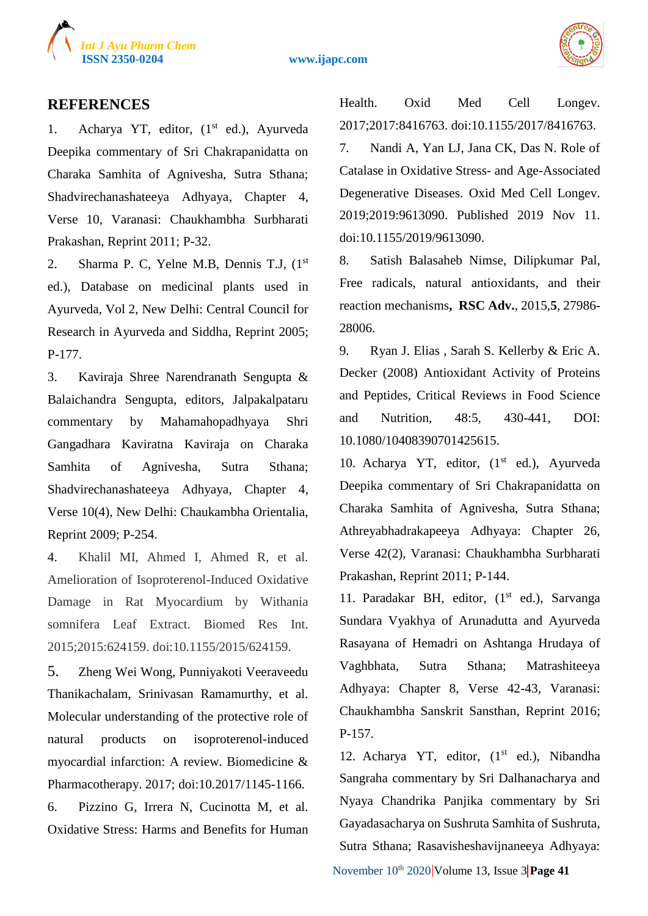## REFERENCES

1. Acharya YT, editor, (1st ed.), Ayurveda Deepika commentary of Sri Chakrapanidatta on Charaka Samhita of Agnivesha, Sutra Sthana; Shadvirechanashateeya Adhyaya, Chapter 4, Verse 10, Varanasi: Chaukhambha Surbharati Prakashan, Reprint 2011; P-32.

2. Sharma P. C, Yelne M.B, Dennis T.J, (1st ed.), Database on medicinal plants used in Ayurveda, Vol 2, New Delhi: Central Council for Research in Ayurveda and Siddha, Reprint 2005; P-177.

3. Kaviraja Shree Narendranath Sengupta & Balaichandra Sengupta, editors, Jalpakalpataru commentary by Mahamahopadhyaya Shri Gangadhara Kaviratna Kaviraja on Charaka Samhita of Agnivesha, Sutra Sthana; Shadvirechanashateeya Adhyaya, Chapter 4, Verse 10(4), New Delhi: Chaukambha Orientalia, Reprint 2009; P-254.

4. Khalil MI, Ahmed I, Ahmed R, et al. Amelioration of Isoproterenol-Induced Oxidative Damage in Rat Myocardium by Withania somnifera Leaf Extract. Biomed Res Int. 2015;2015:624159. doi:10.1155/2015/624159.

5. Zheng Wei Wong, Punniyakoti Veeraveedu Thanikachalam, Srinivasan Ramamurthy, et al. Molecular understanding of the protective role of natural products on isoproterenol-induced myocardial infarction: A review. Biomedicine & Pharmacotherapy. 2017; doi:10.2017/1145-1166.

6. Pizzino G, Irrera N, Cucinotta M, et al. Oxidative Stress: Harms and Benefits for Human Health. Oxid Med Cell Longev. 2017;2017:8416763. doi:10.1155/2017/8416763.

7. Nandi A, Yan LJ, Jana CK, Das N. Role of Catalase in Oxidative Stress- and Age-Associated Degenerative Diseases. Oxid Med Cell Longev. 2019;2019:9613090. Published 2019 Nov 11. doi:10.1155/2019/9613090.

8. Satish Balasaheb Nimse, Dilipkumar Pal, Free radicals, natural antioxidants, and their reaction mechanisms, **RSC Adv.**, 2015,**5**, 27986-28006.

9. Ryan J. Elias , Sarah S. Kellerby & Eric A. Decker (2008) Antioxidant Activity of Proteins and Peptides, Critical Reviews in Food Science and Nutrition, 48:5, 430-441, DOI: 10.1080/10408390701425615.

10. Acharya YT, editor, (1st ed.), Ayurveda Deepika commentary of Sri Chakrapanidatta on Charaka Samhita of Agnivesha, Sutra Sthana; Athreyabhadrakapeeya Adhyaya: Chapter 26, Verse 42(2), Varanasi: Chaukhambha Surbharati Prakashan, Reprint 2011; P-144.

11. Paradakar BH, editor, (1st ed.), Sarvanga Sundara Vyakhya of Arunadutta and Ayurveda Rasayana of Hemadri on Ashtanga Hrudaya of Vaghbhata, Sutra Sthana; Matrashiteeya Adhyaya: Chapter 8, Verse 42-43, Varanasi: Chaukhambha Sanskrit Sansthan, Reprint 2016; P-157.

12. Acharya YT, editor, (1st ed.), Nibandha Sangraha commentary by Sri Dalhanacharya and Nyaya Chandrika Panjika commentary by Sri Gayadasacharya on Sushruta Samhita of Sushruta, Sutra Sthana; Rasavisheshavijnaneeya Adhyaya: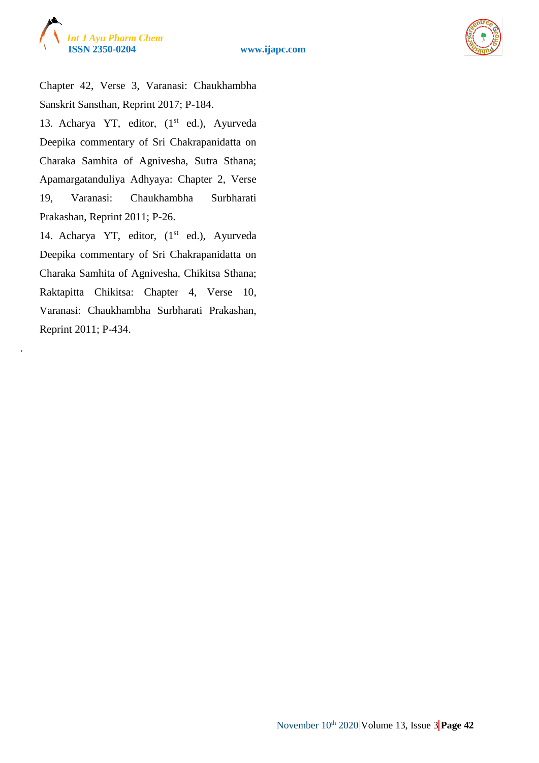Chapter 42, Verse 3, Varanasi: Chaukhambha Sanskrit Sansthan, Reprint 2017; P-184.

13. Acharya YT, editor, (1st ed.), Ayurveda Deepika commentary of Sri Chakrapanidatta on Charaka Samhita of Agnivesha, Sutra Sthana; Apamargatanduliya Adhyaya: Chapter 2, Verse 19, Varanasi: Chaukhambha Surbharati Prakashan, Reprint 2011; P-26.

14. Acharya YT, editor, (1st ed.), Ayurveda Deepika commentary of Sri Chakrapanidatta on Charaka Samhita of Agnivesha, Chikitsa Sthana; Raktapitta Chikitsa: Chapter 4, Verse 10, Varanasi: Chaukhambha Surbharati Prakashan, Reprint 2011; P-434.